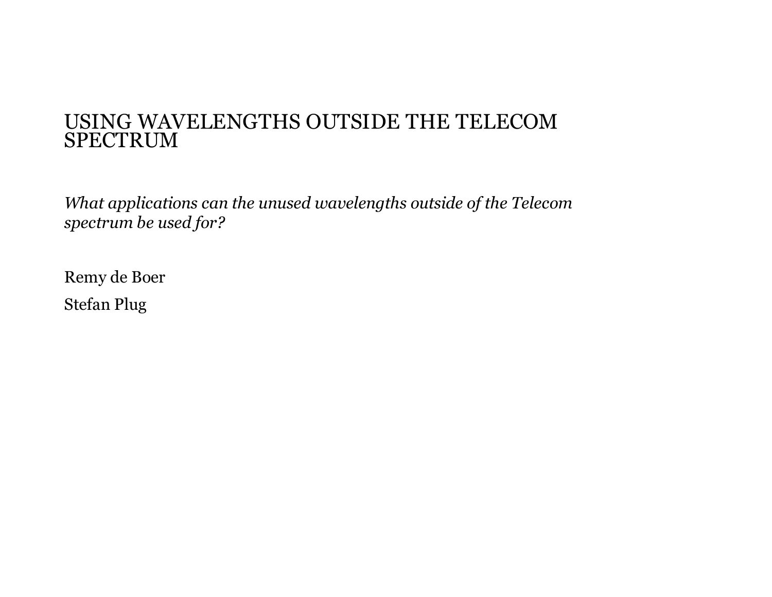# USING WAVELENGTHS OUTSIDE THE TELECOM SPECTRUM

*What applications can the unused wavelengths outside of the Telecom spectrum be used for?*

Remy de Boer

Stefan Plug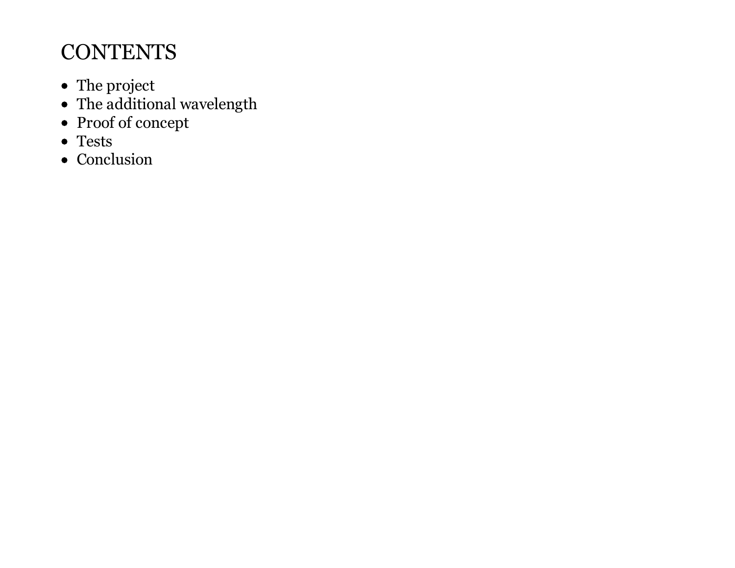# CONTENTS

- The project
- The additional wavelength
- Proof of concept
- Tests
- Conclusion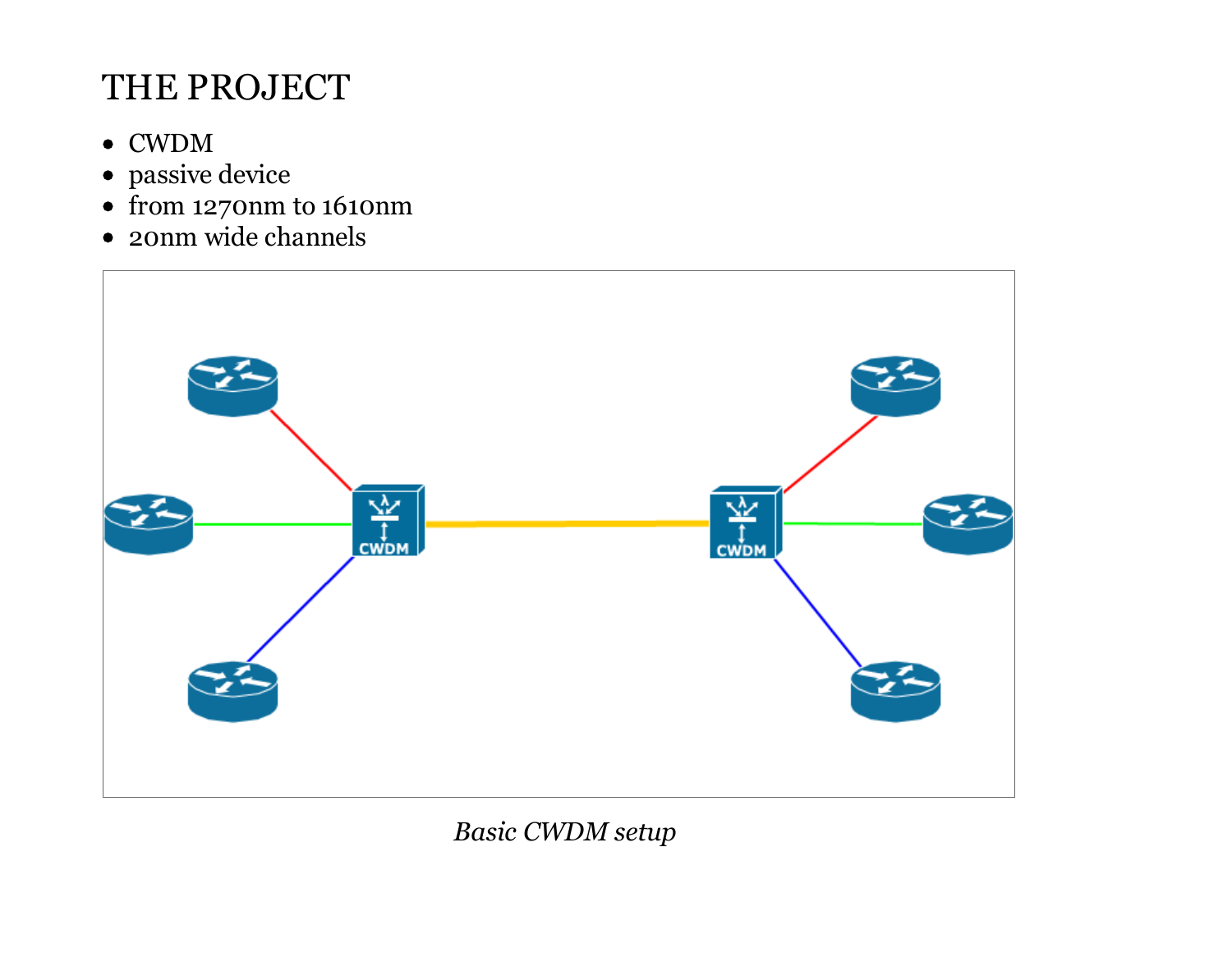# THE PROJECT

- CWDM
- passive device
- from 1270nm to 1610nm
- 20nm wide channels

*Basic CWDM setup*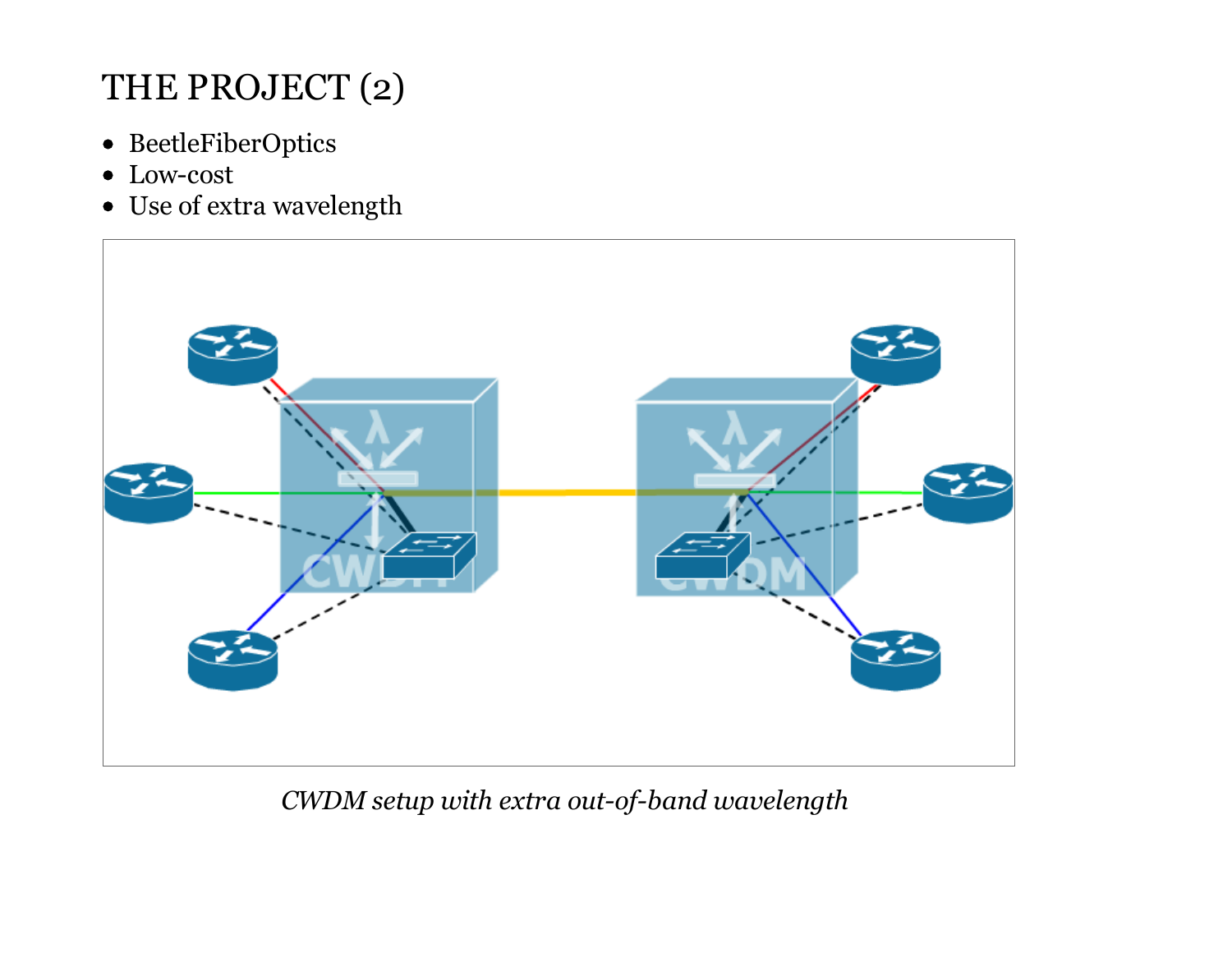# THE PROJECT (2)

- BeetleFiberOptics
- Low-cost
- Use of extra wavelength

*CWDM setup with extra out-of-band wavelength*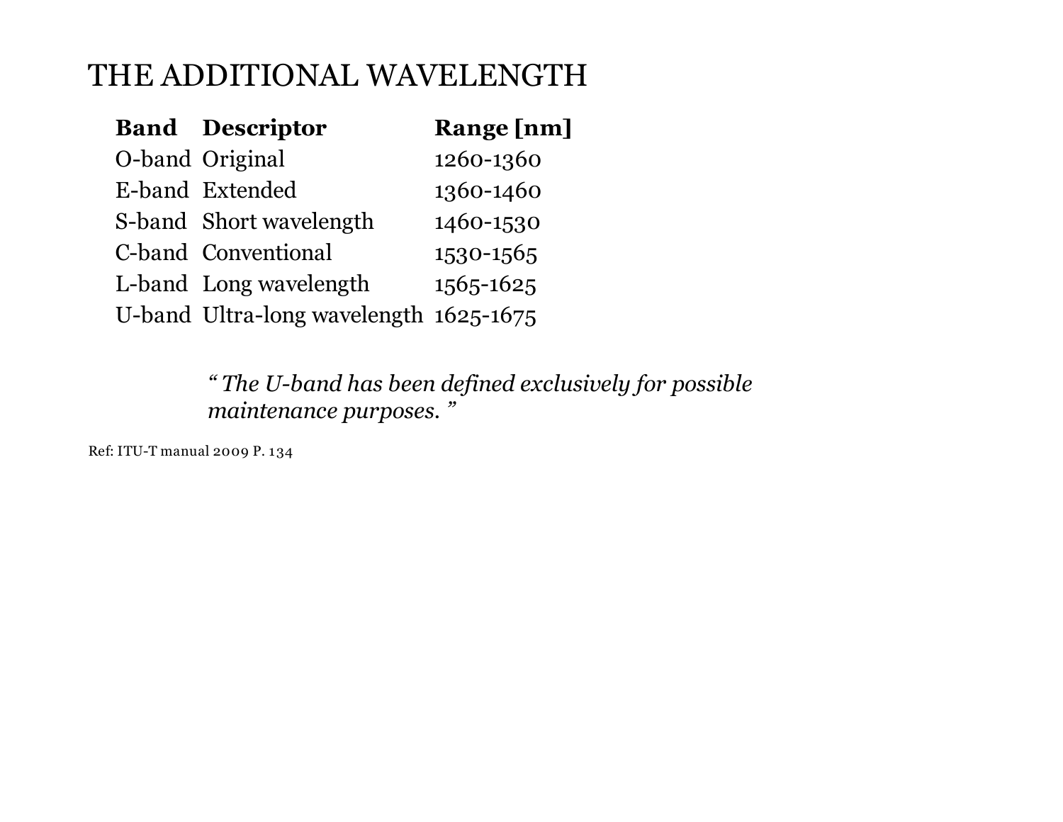# THE ADDITIONAL WAVELENGTH

| Band | Descriptor | Range [nm] |
| --- | --- | --- |
| O-band | Original | 1260-1360 |
| E-band | Extended | 1360-1460 |
| S-band | Short wavelength | 1460-1530 |
| C-band | Conventional | 1530-1565 |
| L-band | Long wavelength | 1565-1625 |
| U-band | Ultra-long wavelength | 1625-1675 |

*" The U-band has been defined exclusively for possible maintenance purposes. "*

Ref: ITU-T manual 2009 P. 134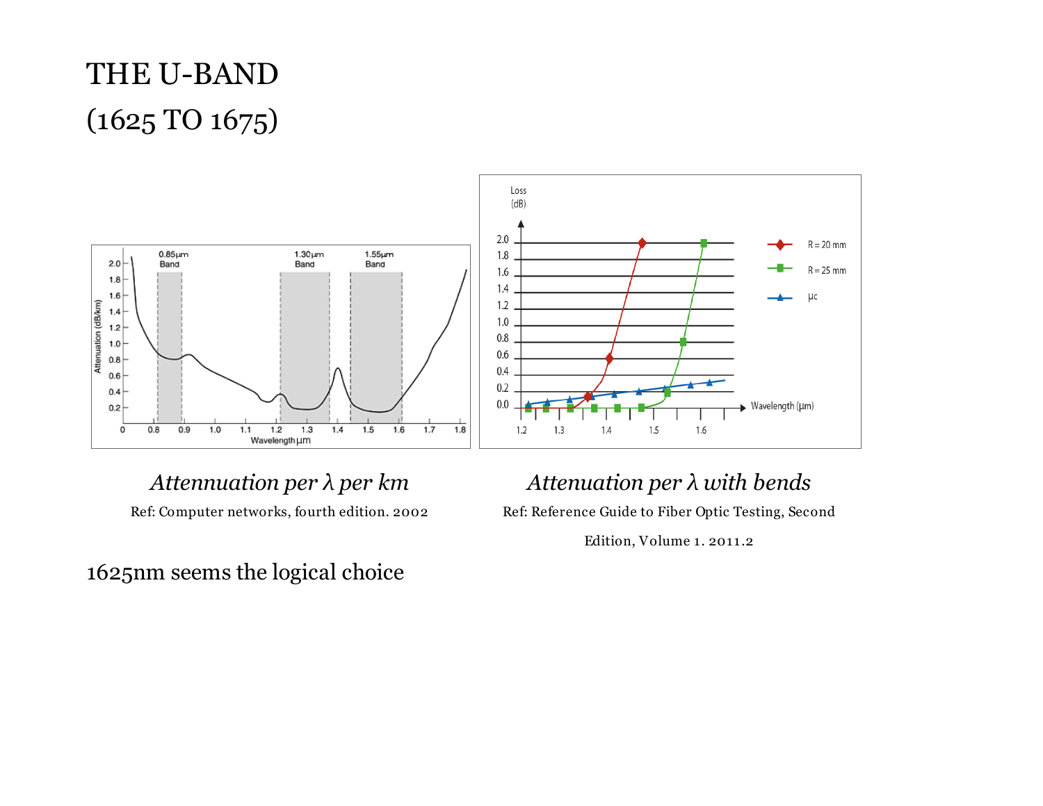# THE U-BAND
# (1625 TO 1675)

*Attennuation per λ per km*

Ref: Computer networks, fourth edition. 2002

*Attennuation per λ with bends*

Ref: Reference Guide to Fiber Optic Testing, Second Edition, Volume 1. 2011.2

1625nm seems the logical choice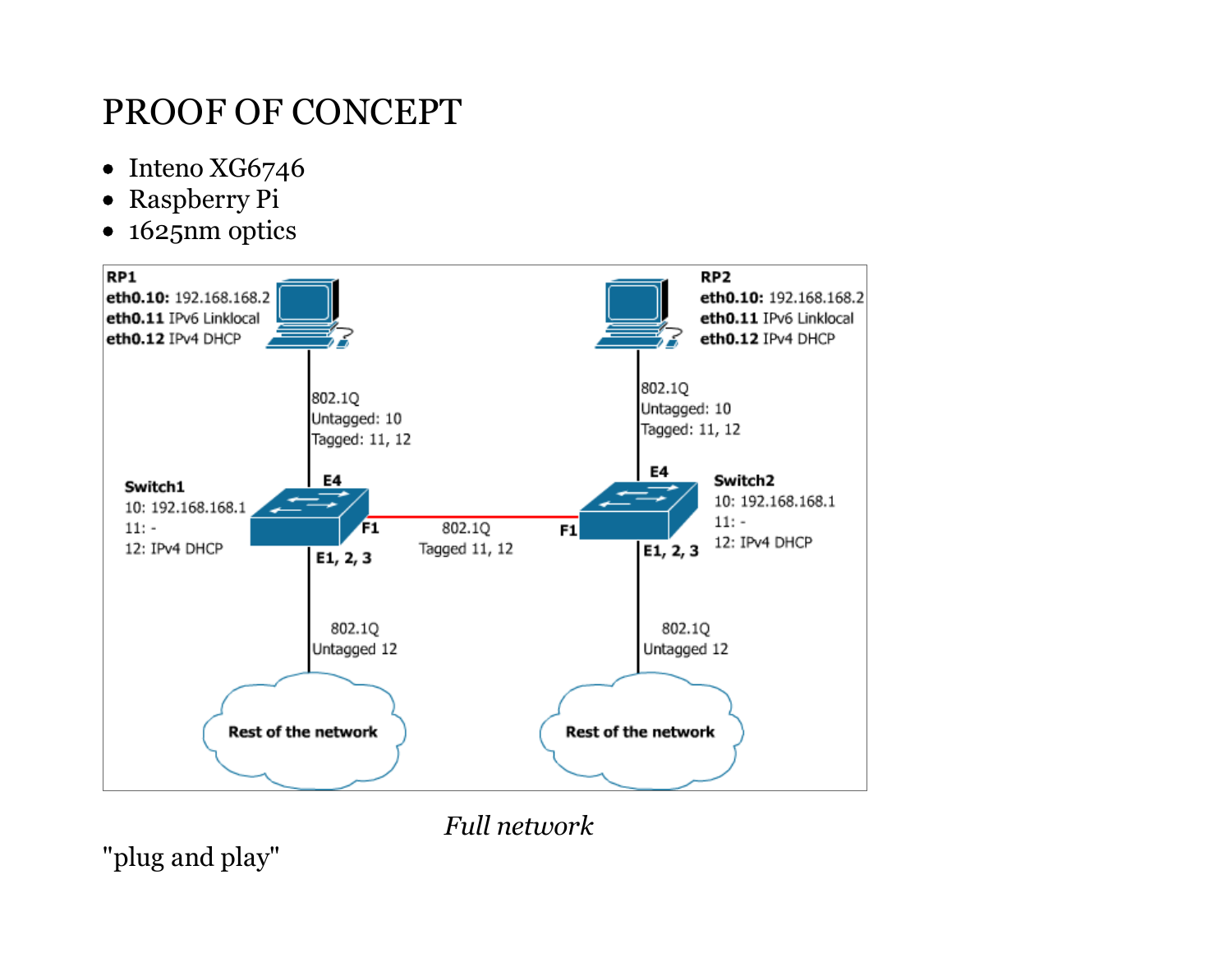# PROOF OF CONCEPT

- Inteno XG6746
- Raspberry Pi
- 1625nm optics

RP1
**eth0.10:** 192.168.168.2
**eth0.11** IPv6 Linklocal
**eth0.12** IPv4 DHCP

RP2
**eth0.10:** 192.168.168.2
**eth0.11** IPv6 Linklocal
**eth0.12** IPv4 DHCP

802.1Q
Untagged: 10
Tagged: 11, 12

802.1Q
Untagged: 10
Tagged: 11, 12

**Switch1**
10: 192.168.168.1
11: -
12: IPv4 DHCP

**Switch2**
10: 192.168.168.1
11: -
12: IPv4 DHCP

E4 — F1 — 802.1Q Tagged 11, 12 — F1 — E4

E1, 2, 3 — 802.1Q Untagged 12 — Rest of the network

E1, 2, 3 — 802.1Q Untagged 12 — Rest of the network

*Full network*

"plug and play"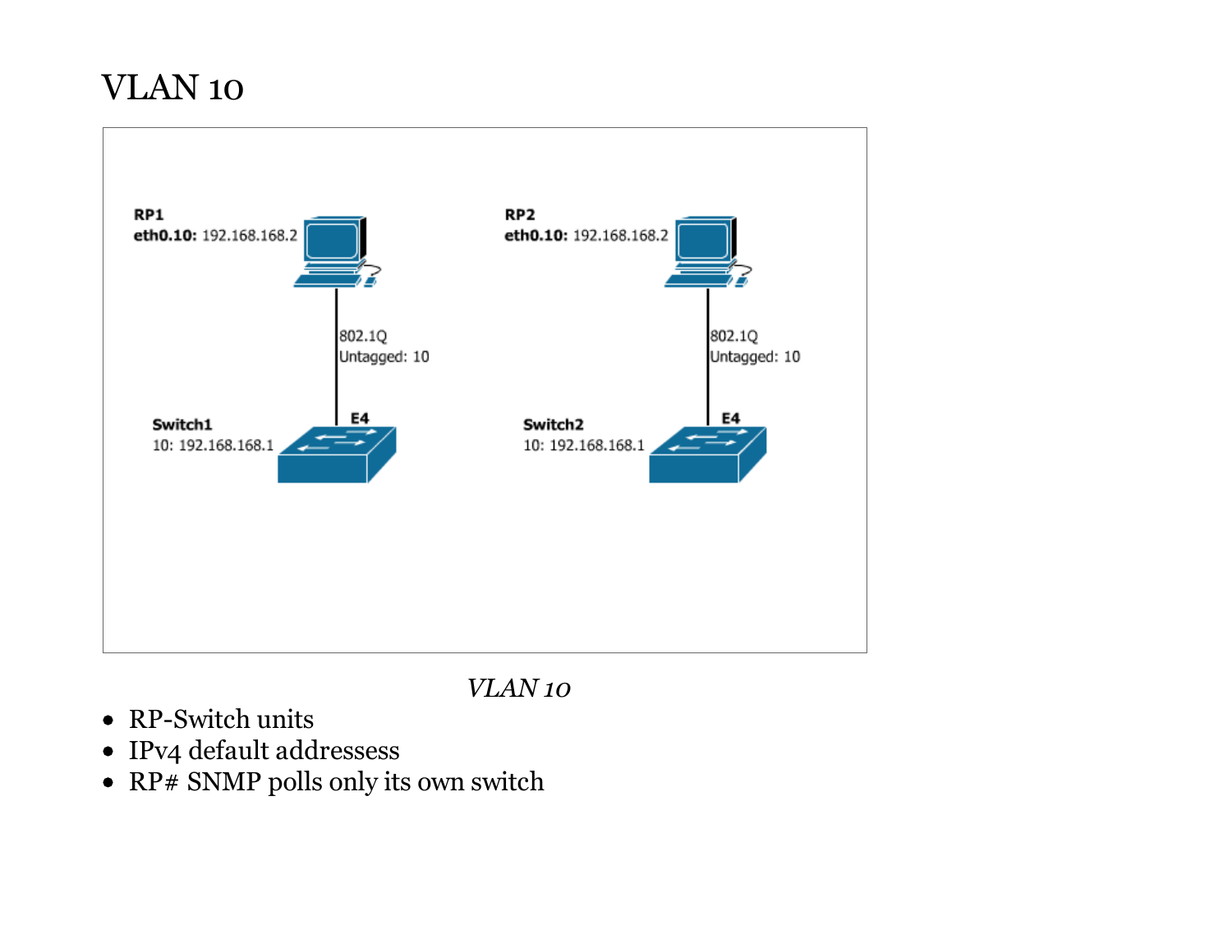# VLAN 10

*VLAN 10*

- RP-Switch units
- IPv4 default addressess
- RP# SNMP polls only its own switch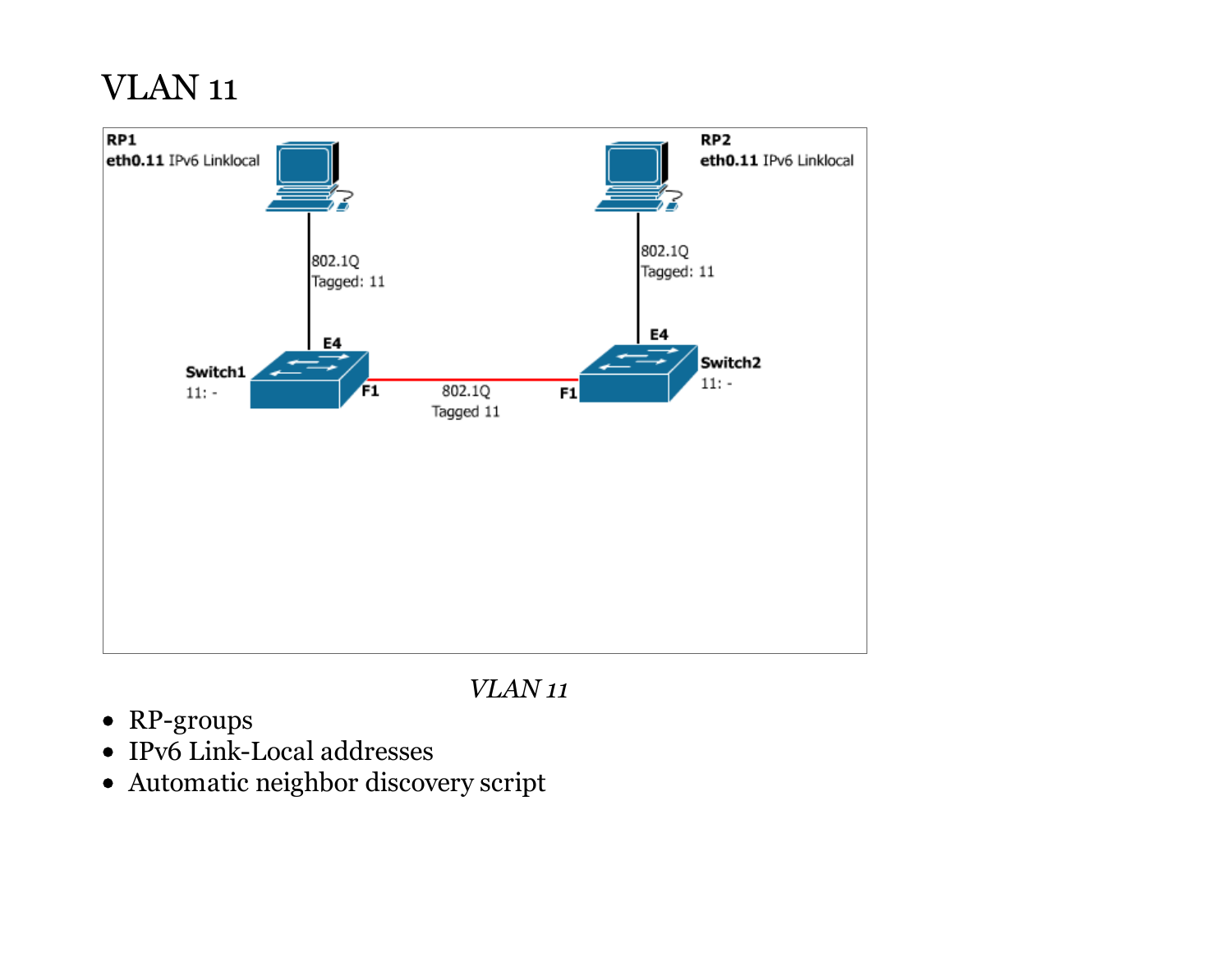# VLAN 11

*VLAN 11*

- RP-groups
- IPv6 Link-Local addresses
- Automatic neighbor discovery script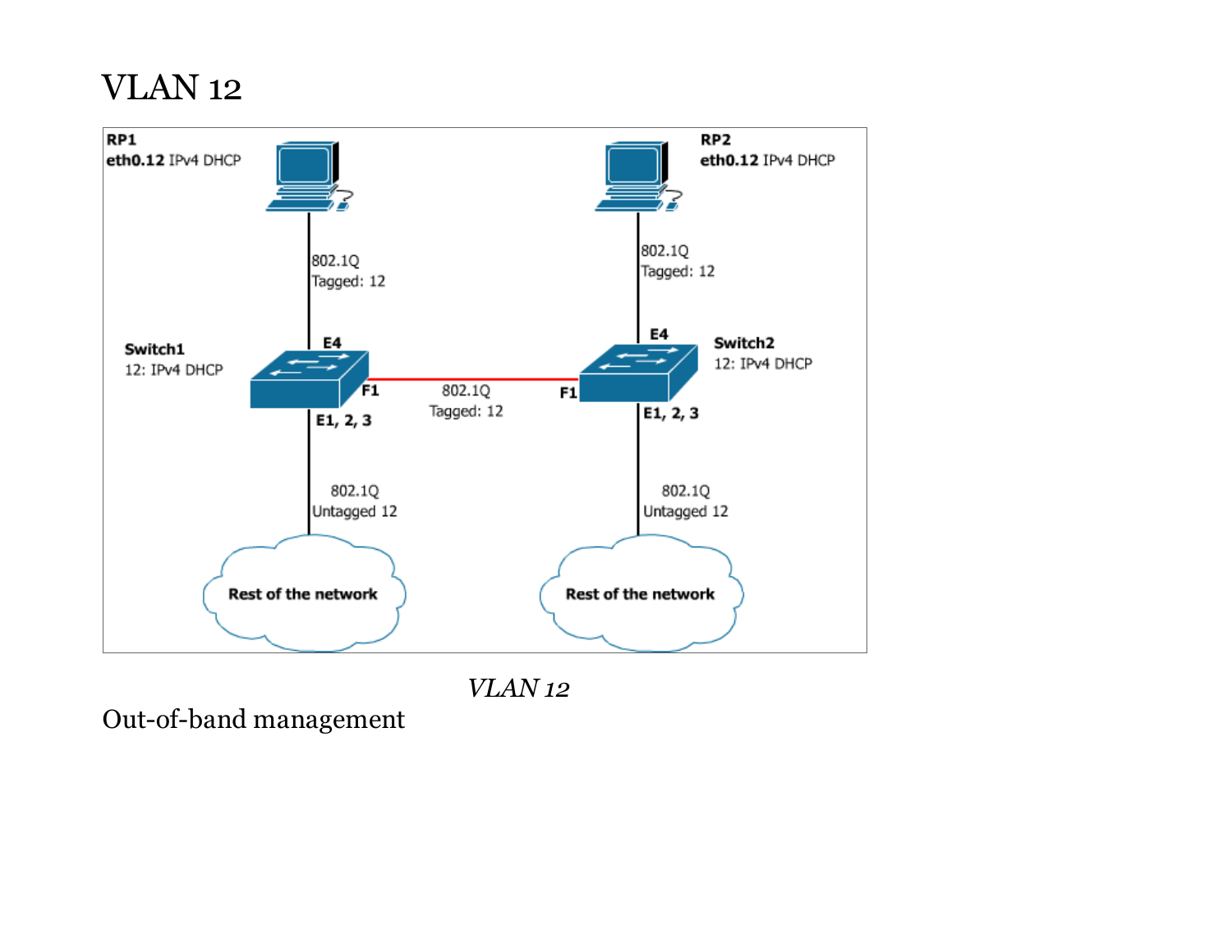# VLAN 12

*VLAN 12*

Out-of-band management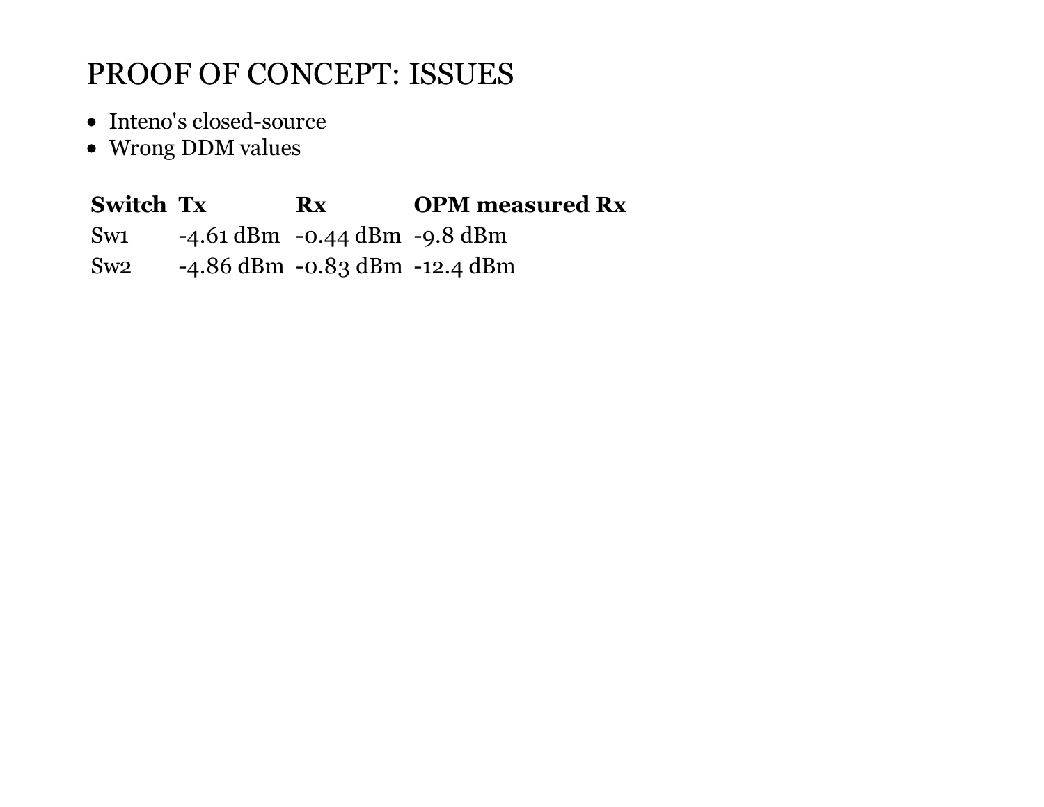# PROOF OF CONCEPT: ISSUES

- Inteno's closed-source
- Wrong DDM values

| Switch | Tx | Rx | OPM measured Rx |
| --- | --- | --- | --- |
| Sw1 | -4.61 dBm | -0.44 dBm | -9.8 dBm |
| Sw2 | -4.86 dBm | -0.83 dBm | -12.4 dBm |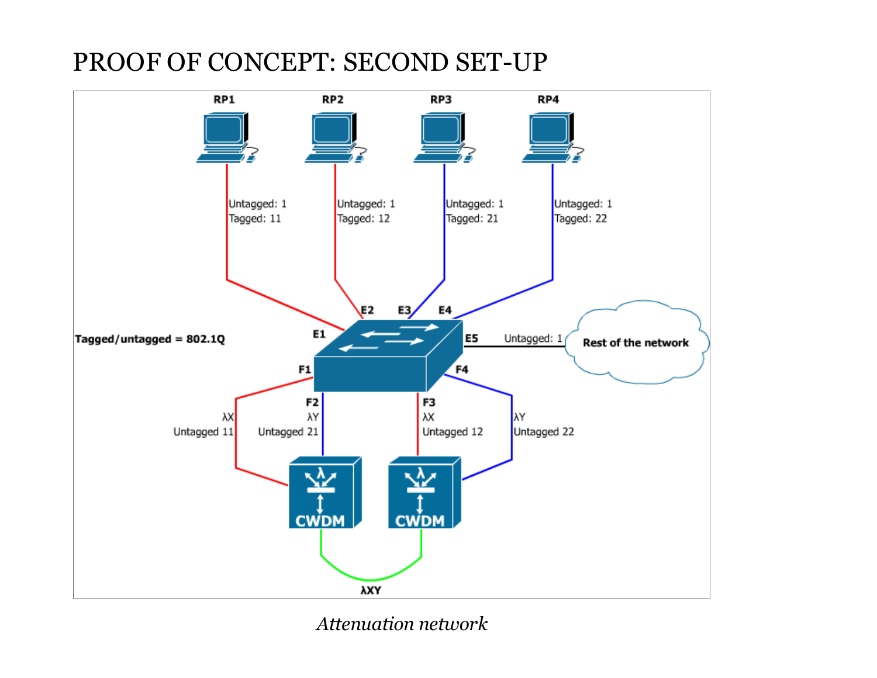# PROOF OF CONCEPT: SECOND SET-UP

RP1 RP2 RP3 RP4

Untagged: 1
Tagged: 11

Untagged: 1
Tagged: 12

Untagged: 1
Tagged: 21

Untagged: 1
Tagged: 22

E1 E2 E3 E4 E5

Untagged: 1

Rest of the network

**Tagged/untagged = 802.1Q**

F1 F2 F3 F4

λX
Untagged 11

λY
Untagged 21

λX
Untagged 12

λY
Untagged 22

CWDM CWDM

λXY

*Attenuation network*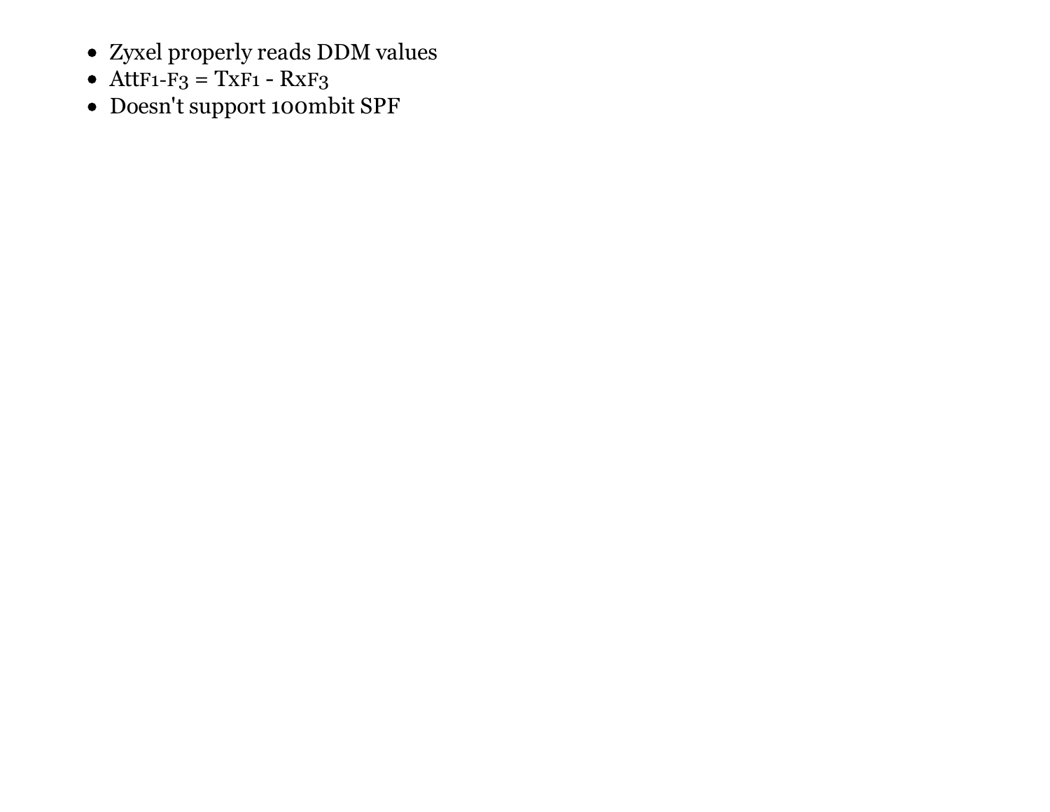- Zyxel properly reads DDM values
- $Att_{F1-F3} = Tx_{F1} - Rx_{F3}$
- Doesn't support 100mbit SPF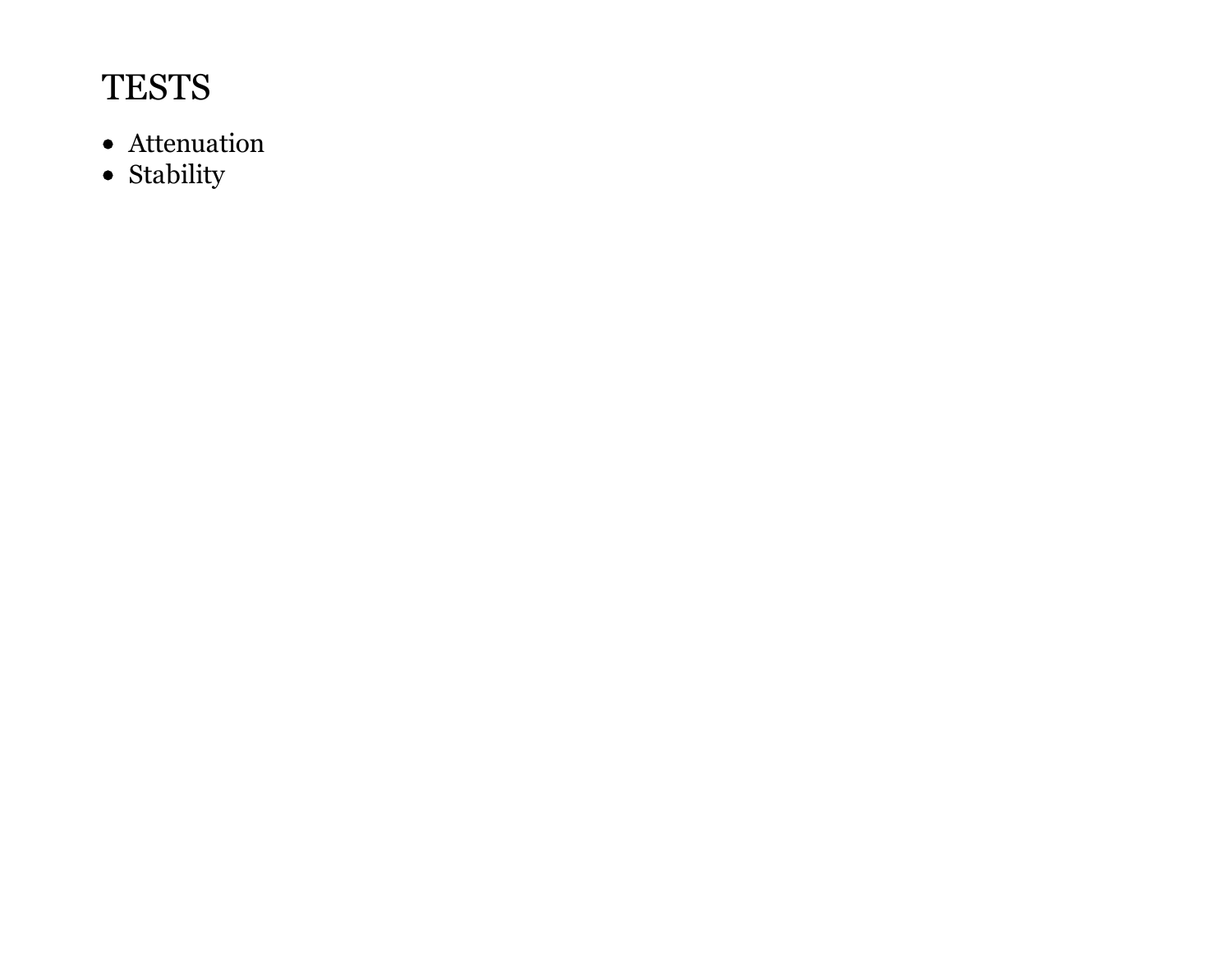# TESTS

- Attenuation
- Stability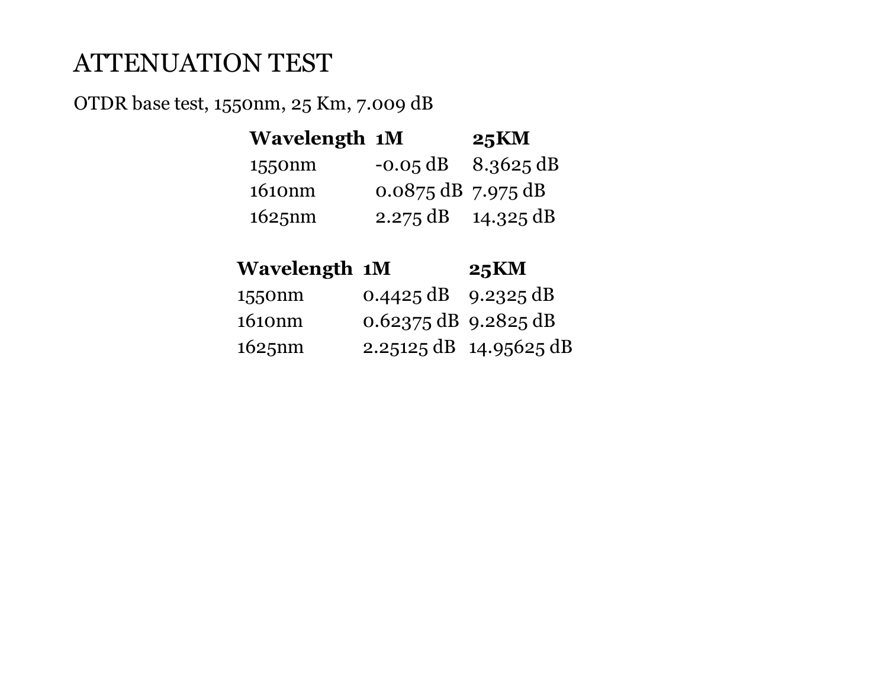# ATTENUATION TEST

OTDR base test, 1550nm, 25 Km, 7.009 dB

| **Wavelength** | **1M** | **25KM** |
|---|---|---|
| 1550nm | -0.05 dB | 8.3625 dB |
| 1610nm | 0.0875 dB | 7.975 dB |
| 1625nm | 2.275 dB | 14.325 dB |

| **Wavelength** | **1M** | **25KM** |
|---|---|---|
| 1550nm | 0.4425 dB | 9.2325 dB |
| 1610nm | 0.62375 dB | 9.2825 dB |
| 1625nm | 2.25125 dB | 14.95625 dB |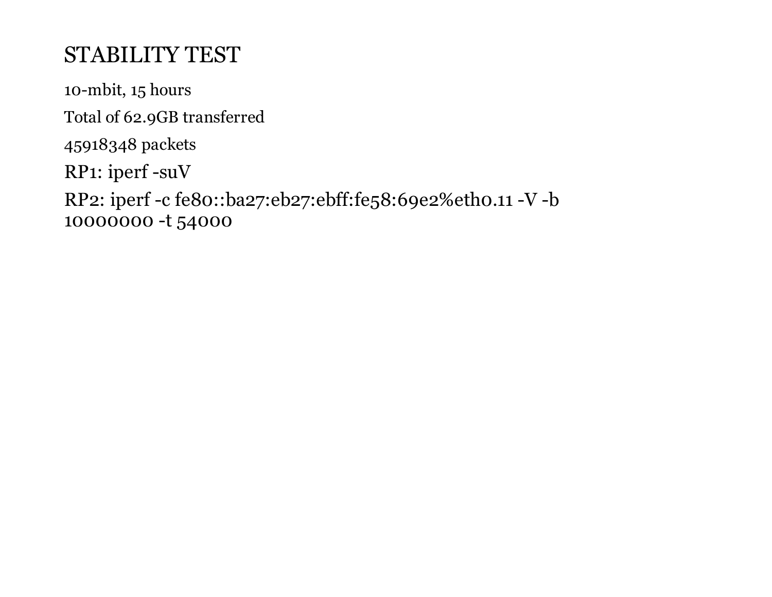# STABILITY TEST

10-mbit, 15 hours

Total of 62.9GB transferred

45918348 packets

RP1: iperf -suV

RP2: iperf -c fe80::ba27:eb27:ebff:fe58:69e2%eth0.11 -V -b 10000000 -t 54000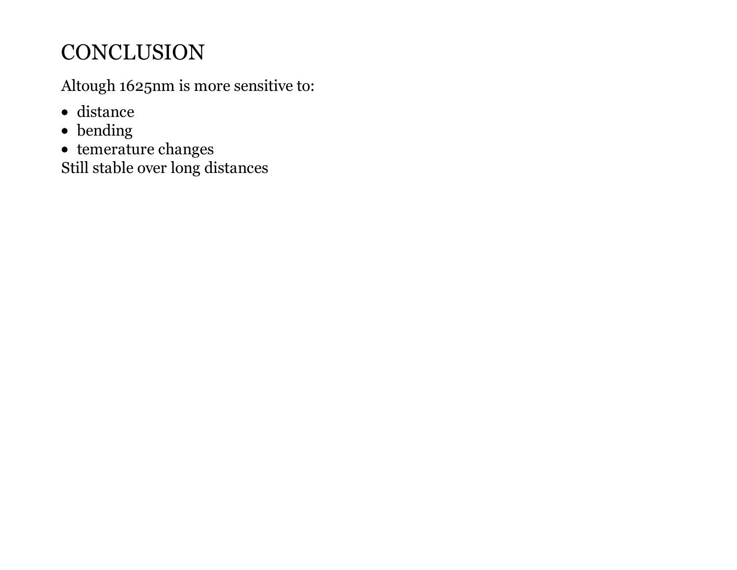# CONCLUSION

Altough 1625nm is more sensitive to:

- distance
- bending
- temerature changes

Still stable over long distances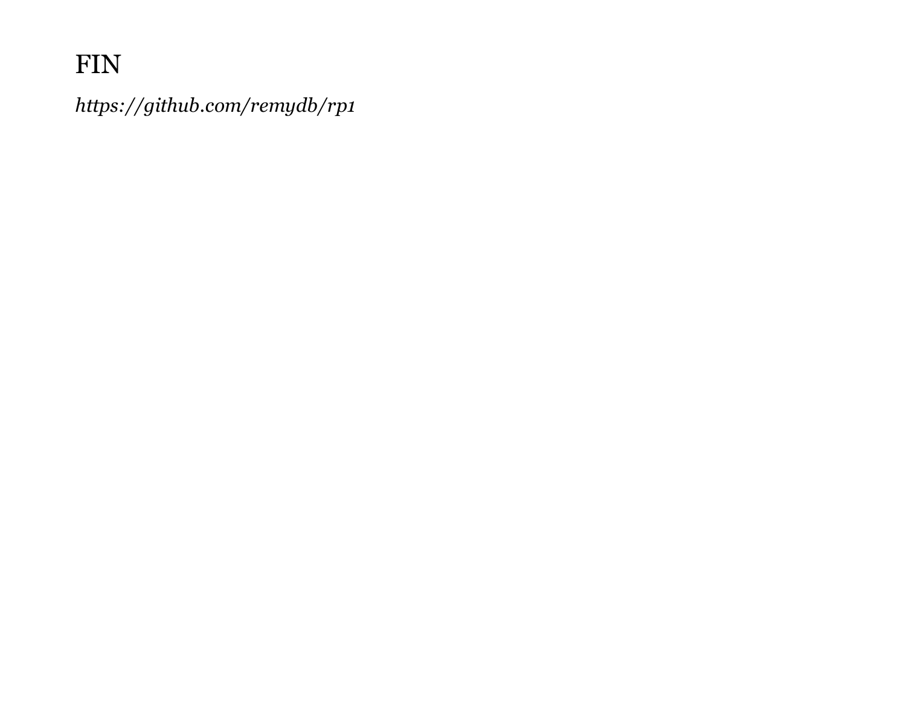# FIN

*https://github.com/remydb/rp1*